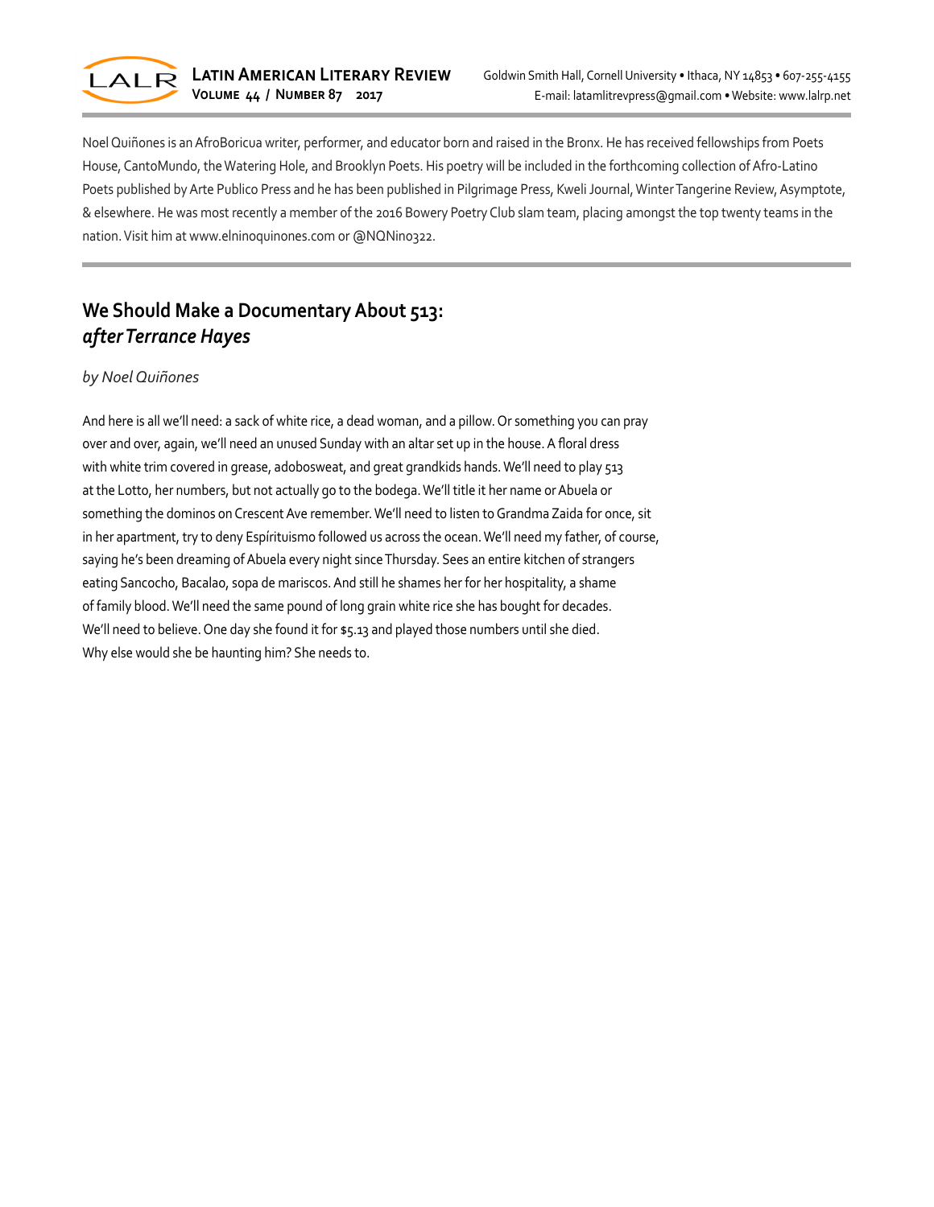Noel Quiñones is an AfroBoricua writer, performer, and educator born and raised in the Bronx. He has received fellowships from Poets House, CantoMundo, the Watering Hole, and Brooklyn Poets. His poetry will be included in the forthcoming collection of Afro-Latino Poets published by Arte Publico Press and he has been published in Pilgrimage Press, Kweli Journal, Winter Tangerine Review, Asymptote, & elsewhere. He was most recently a member of the 2016 Bowery Poetry Club slam team, placing amongst the top twenty teams in the nation. Visit him at www.elninoquinones.com or @NQNino322.

---

## We Should Make a Documentary About 513: *after Terrance Hayes*

*by Noel Quiñones*

And here is all we'll need: a sack of white rice, a dead woman, and a pillow. Or something you can pray over and over, again, we'll need an unused Sunday with an altar set up in the house. A floral dress with white trim covered in grease, adobosweat, and great grandkids hands. We'll need to play 513 at the Lotto, her numbers, but not actually go to the bodega. We'll title it her name or Abuela or something the dominos on Crescent Ave remember. We'll need to listen to Grandma Zaida for once, sit in her apartment, try to deny Espírituismo followed us across the ocean. We'll need my father, of course, saying he's been dreaming of Abuela every night since Thursday. Sees an entire kitchen of strangers eating Sancocho, Bacalao, sopa de mariscos. And still he shames her for her hospitality, a shame of family blood. We'll need the same pound of long grain white rice she has bought for decades. We'll need to believe. One day she found it for $5.13 and played those numbers until she died. Why else would she be haunting him? She needs to.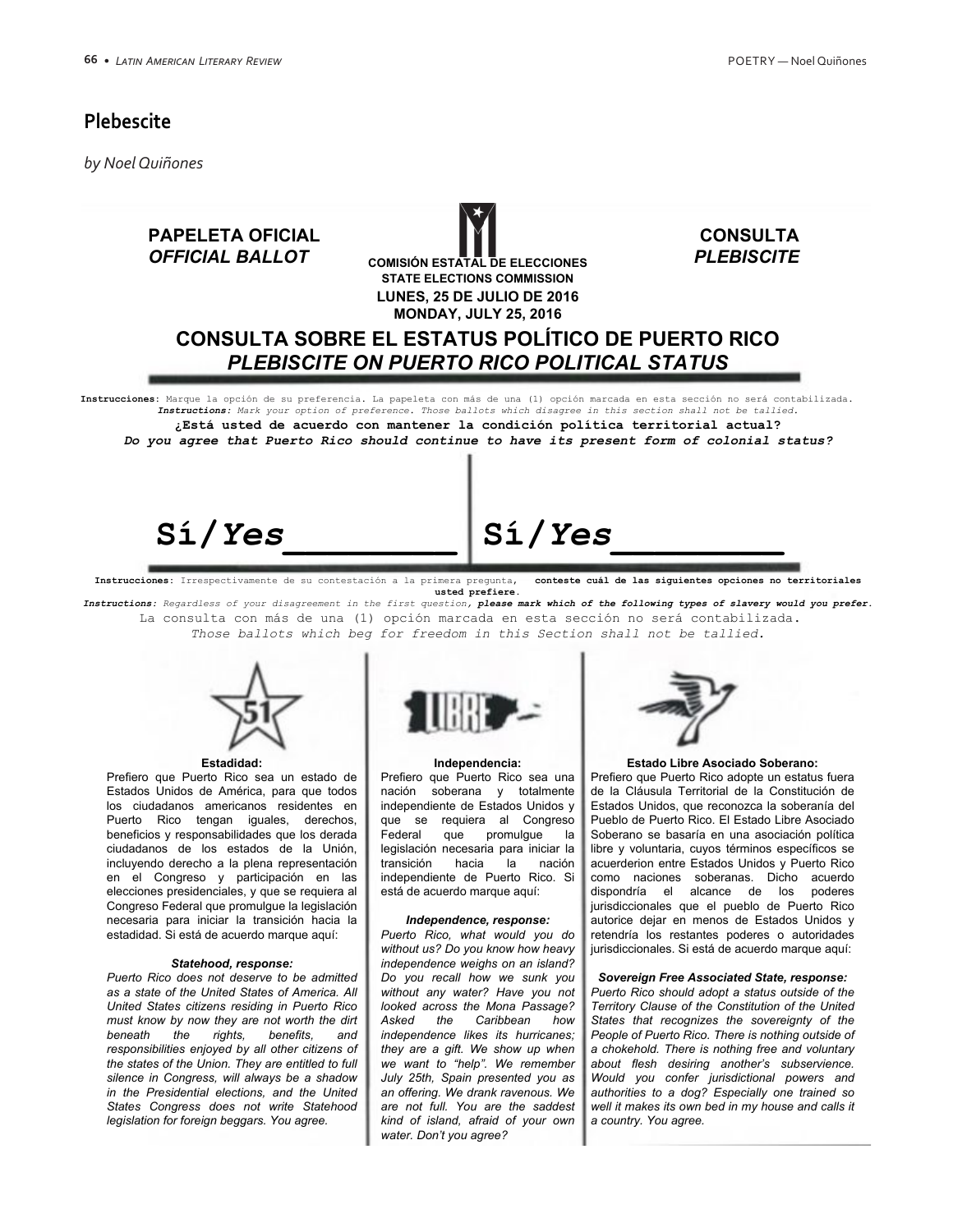## Plebescite

*by Noel Quiñones*

**PAPELETA OFICIAL**
***OFFICIAL BALLOT***

**COMISIÓN ESTATAL DE ELECCIONES**
**STATE ELECTIONS COMMISSION**
**LUNES, 25 DE JULIO DE 2016**
**MONDAY, JULY 25, 2016**

**CONSULTA**
***PLEBISCITE***

### CONSULTA SOBRE EL ESTATUS POLÍTICO DE PUERTO RICO
### *PLEBISCITE ON PUERTO RICO POLITICAL STATUS*

**Instrucciones:** Marque la opción de su preferencia. La papeleta con más de una (1) opción marcada en esta sección no será contabilizada.
***Instructions:*** *Mark your option of preference. Those ballots which disagree in this section shall not be tallied.*

**¿Está usted de acuerdo con mantener la condición política territorial actual?**
***Do you agree that Puerto Rico should continue to have its present form of colonial status?***

**Sí/*Yes*________** | **Sí/*Yes*________**

**Instrucciones:** Irrespectivamente de su contestación a la primera pregunta, **conteste cuál de las siguientes opciones no territoriales usted prefiere.**
***Instructions:*** *Regardless of your disagreement in the first question,* ***please mark which of the following types of slavery would you prefer.***

La consulta con más de una (1) opción marcada en esta sección no será contabilizada.
*Those ballots which beg for freedom in this Section shall not be tallied.*

51

**Estadidad:**
Prefiero que Puerto Rico sea un estado de Estados Unidos de América, para que todos los ciudadanos americanos residentes en Puerto Rico tengan iguales, derechos, beneficios y responsabilidades que los derada ciudadanos de los estados de la Unión, incluyendo derecho a la plena representación en el Congreso y participación en las elecciones presidenciales, y que se requiera al Congreso Federal que promulgue la legislación necesaria para iniciar la transición hacia la estadidad. Si está de acuerdo marque aquí:

***Statehood, response:***
*Puerto Rico does not deserve to be admitted as a state of the United States of America. All United States citizens residing in Puerto Rico must know by now they are not worth the dirt beneath the rights, benefits, and responsibilities enjoyed by all other citizens of the states of the Union. They are entitled to full silence in Congress, will always be a shadow in the Presidential elections, and the United States Congress does not write Statehood legislation for foreign beggars. You agree.*

LIBRE

**Independencia:**
Prefiero que Puerto Rico sea una nación soberana y totalmente independiente de Estados Unidos y que se requiera al Congreso Federal que promulgue la legislación necesaria para iniciar la transición hacia la nación independiente de Puerto Rico. Si está de acuerdo marque aquí:

***Independence, response:***
*Puerto Rico, what would you do without us? Do you know how heavy independence weighs on an island? Do you recall how we sunk you without any water? Have you not looked across the Mona Passage? Asked the Caribbean how independence likes its hurricanes; they are a gift. We show up when we want to "help". We remember July 25th, Spain presented you as an offering. We drank ravenous. We are not full. You are the saddest kind of island, afraid of your own water. Don't you agree?*

**Estado Libre Asociado Soberano:**
Prefiero que Puerto Rico adopte un estatus fuera de la Cláusula Territorial de la Constitución de Estados Unidos, que reconozca la soberanía del Pueblo de Puerto Rico. El Estado Libre Asociado Soberano se basaría en una asociación política libre y voluntaria, cuyos términos específicos se acuerderion entre Estados Unidos y Puerto Rico como naciones soberanas. Dicho acuerdo dispondría el alcance de los poderes jurisdiccionales que el pueblo de Puerto Rico autorice dejar en menos de Estados Unidos y retendría los restantes poderes o autoridades jurisdiccionales. Si está de acuerdo marque aquí:

***Sovereign Free Associated State, response:***
*Puerto Rico should adopt a status outside of the Territory Clause of the Constitution of the United States that recognizes the sovereignty of the People of Puerto Rico. There is nothing outside of a chokehold. There is nothing free and voluntary about flesh desiring another's subservience. Would you confer jurisdictional powers and authorities to a dog? Especially one trained so well it makes its own bed in my house and calls it a country. You agree.*